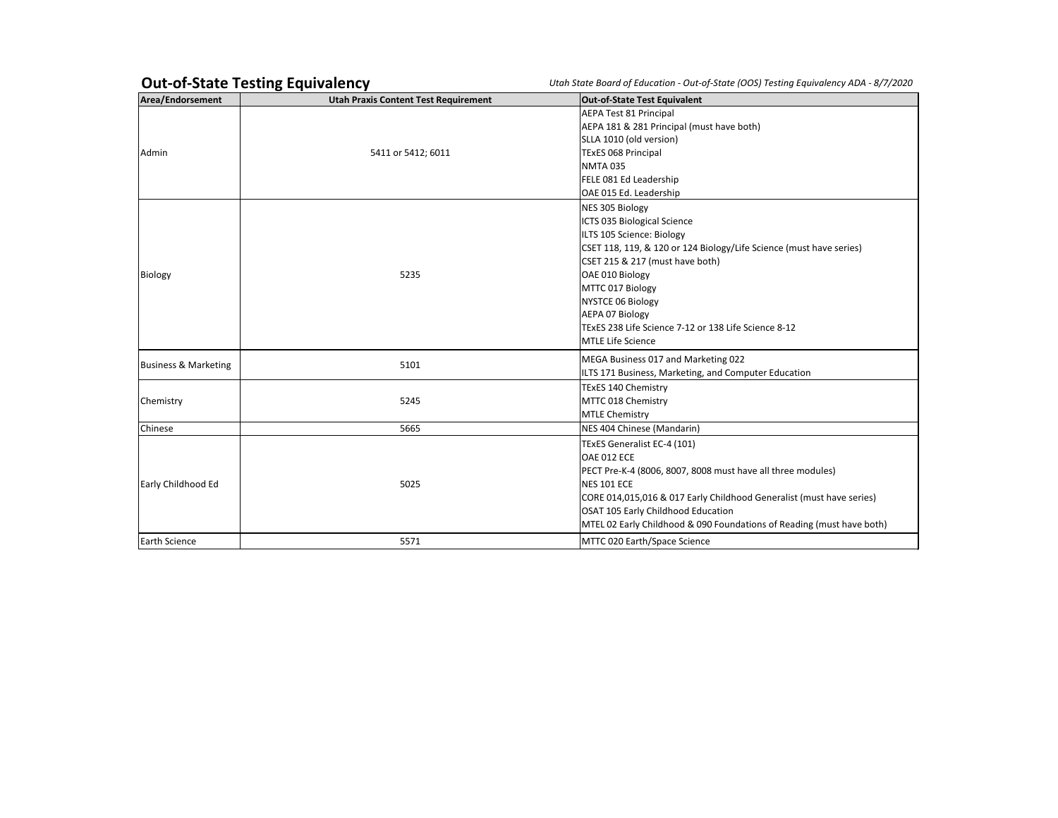## Out-of-State Testing Equivalency

*Utah State Board of Education - Out-of-State (OOS) Testing Equivalency ADA - 8/7/2020*

| Area/Endorsement | Utah Praxis Content Test Requirement | Out-of-State Test Equivalent |
|---|---|---|
| Admin | 5411 or 5412; 6011 | AEPA Test 81 Principal<br>AEPA 181 & 281 Principal (must have both)<br>SLLA 1010 (old version)<br>TExES 068 Principal<br>NMTA 035<br>FELE 081 Ed Leadership<br>OAE 015 Ed. Leadership |
| Biology | 5235 | NES 305 Biology<br>ICTS 035 Biological Science<br>ILTS 105 Science: Biology<br>CSET 118, 119, & 120 or 124 Biology/Life Science (must have series)<br>CSET 215 & 217 (must have both)<br>OAE 010 Biology<br>MTTC 017 Biology<br>NYSTCE 06 Biology<br>AEPA 07 Biology<br>TExES 238 Life Science 7-12 or 138 Life Science 8-12<br>MTLE Life Science |
| Business & Marketing | 5101 | MEGA Business 017 and Marketing 022<br>ILTS 171 Business, Marketing, and Computer Education |
| Chemistry | 5245 | TExES 140 Chemistry<br>MTTC 018 Chemistry<br>MTLE Chemistry |
| Chinese | 5665 | NES 404 Chinese (Mandarin) |
| Early Childhood Ed | 5025 | TExES Generalist EC-4 (101)<br>OAE 012 ECE<br>PECT Pre-K-4 (8006, 8007, 8008 must have all three modules)<br>NES 101 ECE<br>CORE 014,015,016 & 017 Early Childhood Generalist (must have series)<br>OSAT 105 Early Childhood Education<br>MTEL 02 Early Childhood & 090 Foundations of Reading (must have both) |
| Earth Science | 5571 | MTTC 020 Earth/Space Science |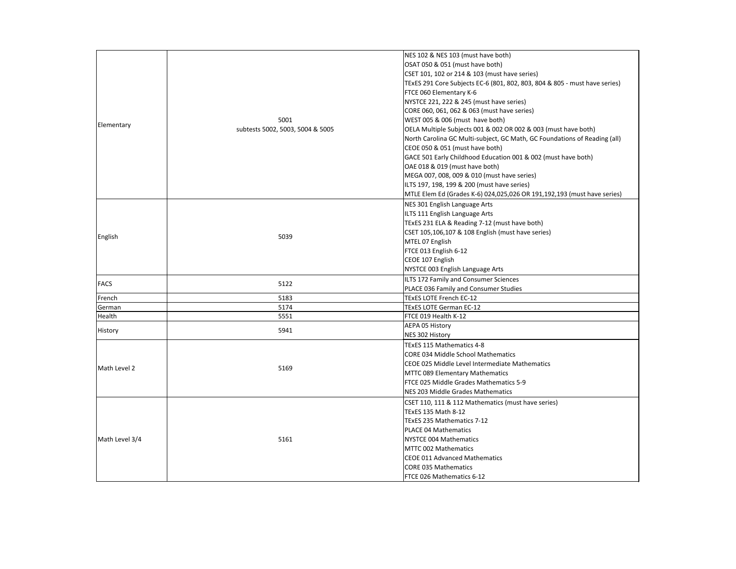| | | |
|---|---|---|
| Elementary | 5001<br>subtests 5002, 5003, 5004 & 5005 | NES 102 & NES 103 (must have both)<br>OSAT 050 & 051 (must have both)<br>CSET 101, 102 or 214 & 103 (must have series)<br>TExES 291 Core Subjects EC-6 (801, 802, 803, 804 & 805 - must have series)<br>FTCE 060 Elementary K-6<br>NYSTCE 221, 222 & 245 (must have series)<br>CORE 060, 061, 062 & 063 (must have series)<br>WEST 005 & 006 (must have both)<br>OELA Multiple Subjects 001 & 002 OR 002 & 003 (must have both)<br>North Carolina GC Multi-subject, GC Math, GC Foundations of Reading (all)<br>CEOE 050 & 051 (must have both)<br>GACE 501 Early Childhood Education 001 & 002 (must have both)<br>OAE 018 & 019 (must have both)<br>MEGA 007, 008, 009 & 010 (must have series)<br>ILTS 197, 198, 199 & 200 (must have series)<br>MTLE Elem Ed (Grades K-6) 024,025,026 OR 191,192,193 (must have series) |
| English | 5039 | NES 301 English Language Arts<br>ILTS 111 English Language Arts<br>TExES 231 ELA & Reading 7-12 (must have both)<br>CSET 105,106,107 & 108 English (must have series)<br>MTEL 07 English<br>FTCE 013 English 6-12<br>CEOE 107 English<br>NYSTCE 003 English Language Arts |
| FACS | 5122 | ILTS 172 Family and Consumer Sciences<br>PLACE 036 Family and Consumer Studies |
| French | 5183 | TExES LOTE French EC-12 |
| German | 5174 | TExES LOTE German EC-12 |
| Health | 5551 | FTCE 019 Health K-12 |
| History | 5941 | AEPA 05 History<br>NES 302 History |
| Math Level 2 | 5169 | TExES 115 Mathematics 4-8<br>CORE 034 Middle School Mathematics<br>CEOE 025 Middle Level Intermediate Mathematics<br>MTTC 089 Elementary Mathematics<br>FTCE 025 Middle Grades Mathematics 5-9<br>NES 203 Middle Grades Mathematics |
| Math Level 3/4 | 5161 | CSET 110, 111 & 112 Mathematics (must have series)<br>TExES 135 Math 8-12<br>TExES 235 Mathematics 7-12<br>PLACE 04 Mathematics<br>NYSTCE 004 Mathematics<br>MTTC 002 Mathematics<br>CEOE 011 Advanced Mathematics<br>CORE 035 Mathematics<br>FTCE 026 Mathematics 6-12 |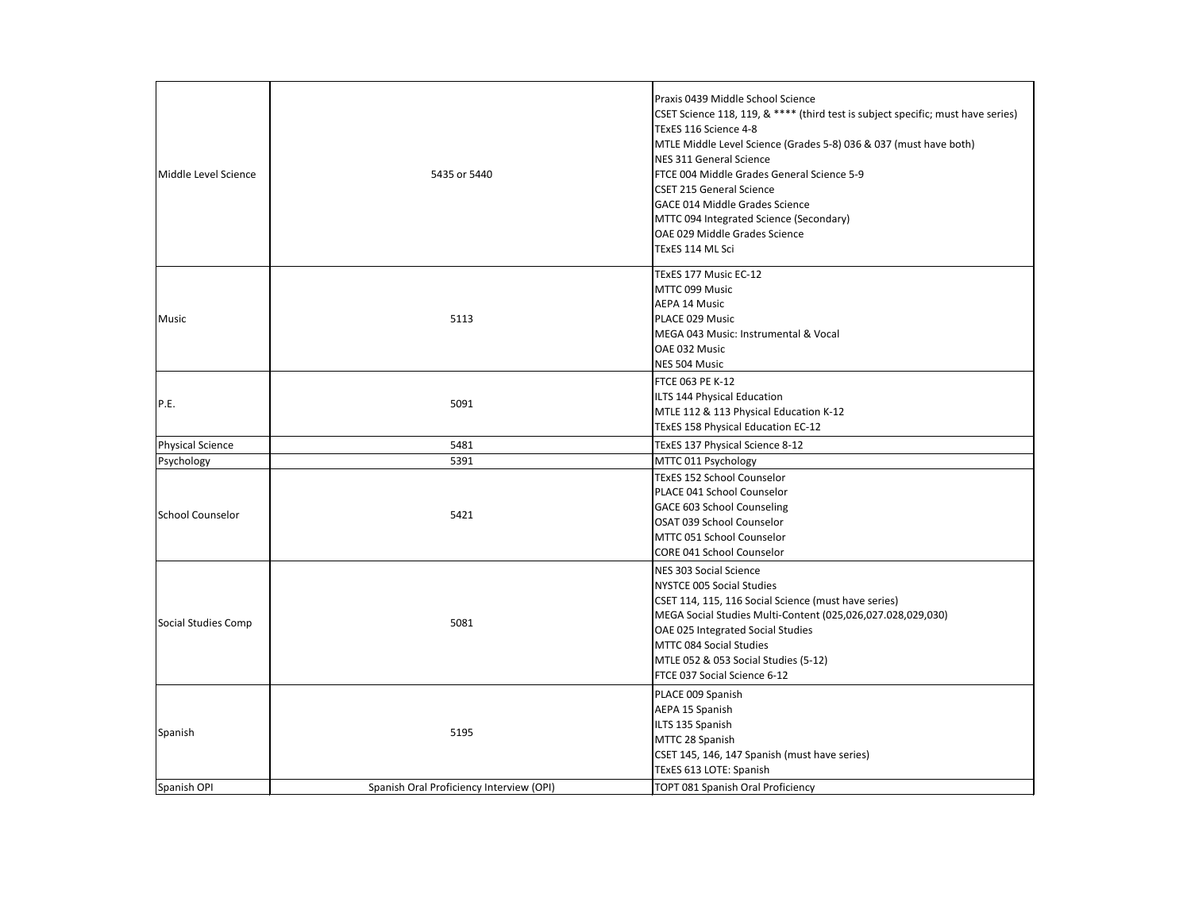| | | |
|---|---|---|
| Middle Level Science | 5435 or 5440 | Praxis 0439 Middle School Science<br>CSET Science 118, 119, & **** (third test is subject specific; must have series)<br>TExES 116 Science 4-8<br>MTLE Middle Level Science (Grades 5-8) 036 & 037 (must have both)<br>NES 311 General Science<br>FTCE 004 Middle Grades General Science 5-9<br>CSET 215 General Science<br>GACE 014 Middle Grades Science<br>MTTC 094 Integrated Science (Secondary)<br>OAE 029 Middle Grades Science<br>TExES 114 ML Sci |
| Music | 5113 | TExES 177 Music EC-12<br>MTTC 099 Music<br>AEPA 14 Music<br>PLACE 029 Music<br>MEGA 043 Music: Instrumental & Vocal<br>OAE 032 Music<br>NES 504 Music |
| P.E. | 5091 | FTCE 063 PE K-12<br>ILTS 144 Physical Education<br>MTLE 112 & 113 Physical Education K-12<br>TExES 158 Physical Education EC-12 |
| Physical Science | 5481 | TExES 137 Physical Science 8-12 |
| Psychology | 5391 | MTTC 011 Psychology |
| School Counselor | 5421 | TExES 152 School Counselor<br>PLACE 041 School Counselor<br>GACE 603 School Counseling<br>OSAT 039 School Counselor<br>MTTC 051 School Counselor<br>CORE 041 School Counselor |
| Social Studies Comp | 5081 | NES 303 Social Science<br>NYSTCE 005 Social Studies<br>CSET 114, 115, 116 Social Science (must have series)<br>MEGA Social Studies Multi-Content (025,026,027.028,029,030)<br>OAE 025 Integrated Social Studies<br>MTTC 084 Social Studies<br>MTLE 052 & 053 Social Studies (5-12)<br>FTCE 037 Social Science 6-12 |
| Spanish | 5195 | PLACE 009 Spanish<br>AEPA 15 Spanish<br>ILTS 135 Spanish<br>MTTC 28 Spanish<br>CSET 145, 146, 147 Spanish (must have series)<br>TExES 613 LOTE: Spanish |
| Spanish OPI | Spanish Oral Proficiency Interview (OPI) | TOPT 081 Spanish Oral Proficiency |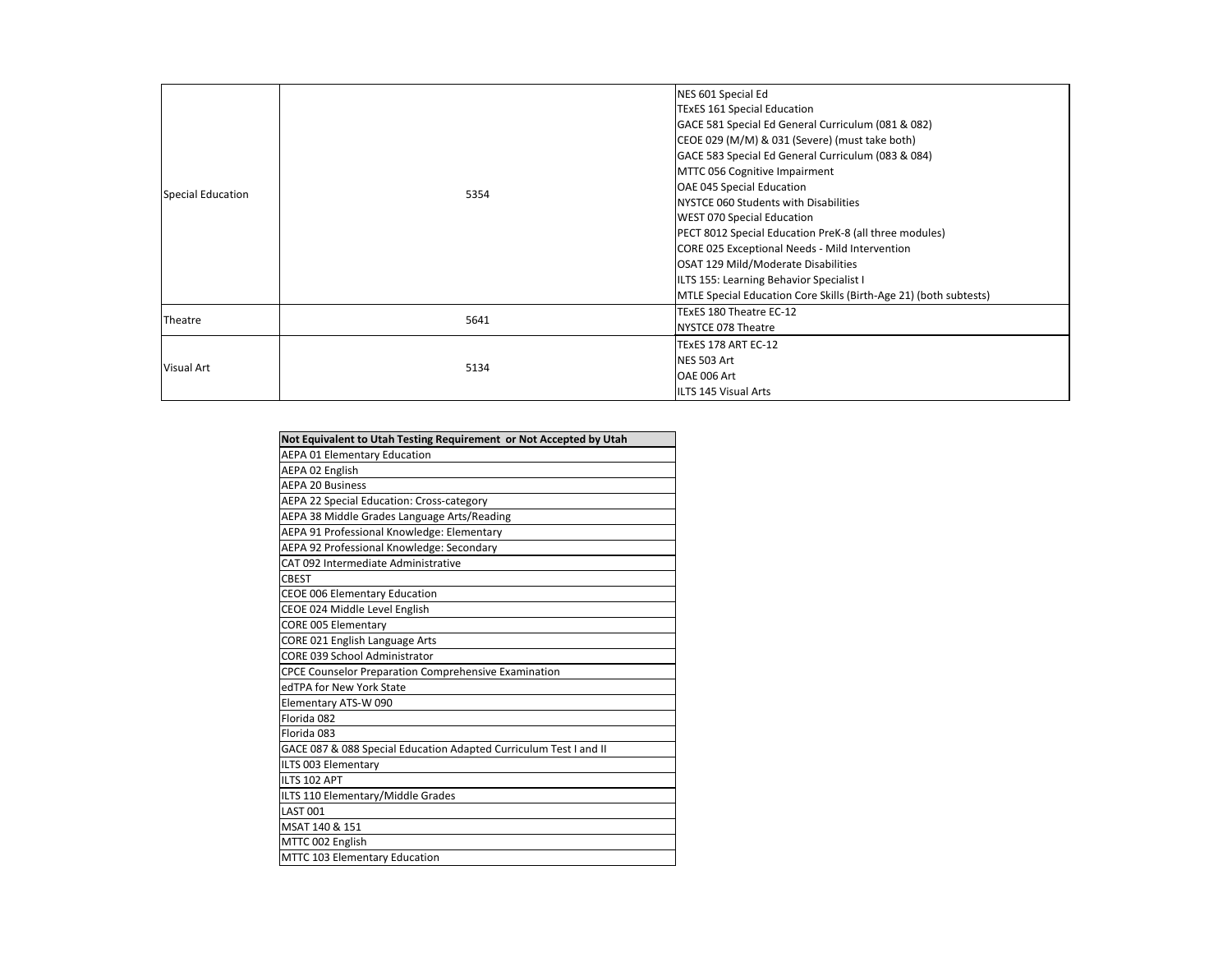| | | |
|---|---|---|
| Special Education | 5354 | NES 601 Special Ed<br>TExES 161 Special Education<br>GACE 581 Special Ed General Curriculum (081 & 082)<br>CEOE 029 (M/M) & 031 (Severe) (must take both)<br>GACE 583 Special Ed General Curriculum (083 & 084)<br>MTTC 056 Cognitive Impairment<br>OAE 045 Special Education<br>NYSTCE 060 Students with Disabilities<br>WEST 070 Special Education<br>PECT 8012 Special Education PreK-8 (all three modules)<br>CORE 025 Exceptional Needs - Mild Intervention<br>OSAT 129 Mild/Moderate Disabilities<br>ILTS 155: Learning Behavior Specialist I<br>MTLE Special Education Core Skills (Birth-Age 21) (both subtests) |
| Theatre | 5641 | TExES 180 Theatre EC-12<br>NYSTCE 078 Theatre |
| Visual Art | 5134 | TExES 178 ART EC-12<br>NES 503 Art<br>OAE 006 Art<br>ILTS 145 Visual Arts |

| Not Equivalent to Utah Testing Requirement or Not Accepted by Utah |
|---|
| AEPA 01 Elementary Education |
| AEPA 02 English |
| AEPA 20 Business |
| AEPA 22 Special Education: Cross-category |
| AEPA 38 Middle Grades Language Arts/Reading |
| AEPA 91 Professional Knowledge: Elementary |
| AEPA 92 Professional Knowledge: Secondary |
| CAT 092 Intermediate Administrative |
| CBEST |
| CEOE 006 Elementary Education |
| CEOE 024 Middle Level English |
| CORE 005 Elementary |
| CORE 021 English Language Arts |
| CORE 039 School Administrator |
| CPCE Counselor Preparation Comprehensive Examination |
| edTPA for New York State |
| Elementary ATS-W 090 |
| Florida 082 |
| Florida 083 |
| GACE 087 & 088 Special Education Adapted Curriculum Test I and II |
| ILTS 003 Elementary |
| ILTS 102 APT |
| ILTS 110 Elementary/Middle Grades |
| LAST 001 |
| MSAT 140 & 151 |
| MTTC 002 English |
| MTTC 103 Elementary Education |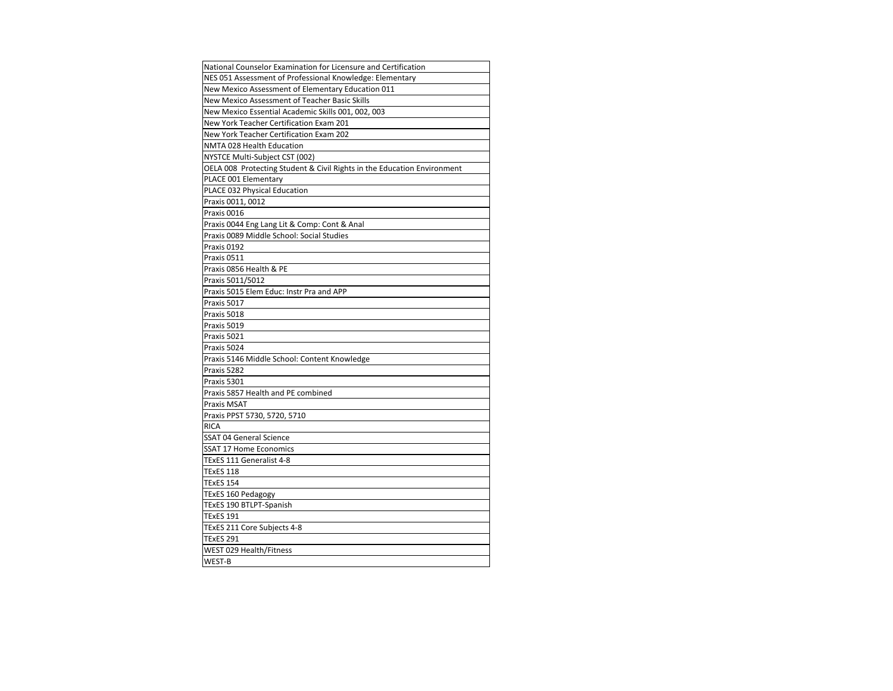| |
|---|
| National Counselor Examination for Licensure and Certification |
| NES 051 Assessment of Professional Knowledge: Elementary |
| New Mexico Assessment of Elementary Education 011 |
| New Mexico Assessment of Teacher Basic Skills |
| New Mexico Essential Academic Skills 001, 002, 003 |
| New York Teacher Certification Exam 201 |
| New York Teacher Certification Exam 202 |
| NMTA 028 Health Education |
| NYSTCE Multi-Subject CST (002) |
| OELA 008 Protecting Student & Civil Rights in the Education Environment |
| PLACE 001 Elementary |
| PLACE 032 Physical Education |
| Praxis 0011, 0012 |
| Praxis 0016 |
| Praxis 0044 Eng Lang Lit & Comp: Cont & Anal |
| Praxis 0089 Middle School: Social Studies |
| Praxis 0192 |
| Praxis 0511 |
| Praxis 0856 Health & PE |
| Praxis 5011/5012 |
| Praxis 5015 Elem Educ: Instr Pra and APP |
| Praxis 5017 |
| Praxis 5018 |
| Praxis 5019 |
| Praxis 5021 |
| Praxis 5024 |
| Praxis 5146 Middle School: Content Knowledge |
| Praxis 5282 |
| Praxis 5301 |
| Praxis 5857 Health and PE combined |
| Praxis MSAT |
| Praxis PPST 5730, 5720, 5710 |
| RICA |
| SSAT 04 General Science |
| SSAT 17 Home Economics |
| TExES 111 Generalist 4-8 |
| TExES 118 |
| TExES 154 |
| TExES 160 Pedagogy |
| TExES 190 BTLPT-Spanish |
| TExES 191 |
| TExES 211 Core Subjects 4-8 |
| TExES 291 |
| WEST 029 Health/Fitness |
| WEST-B |